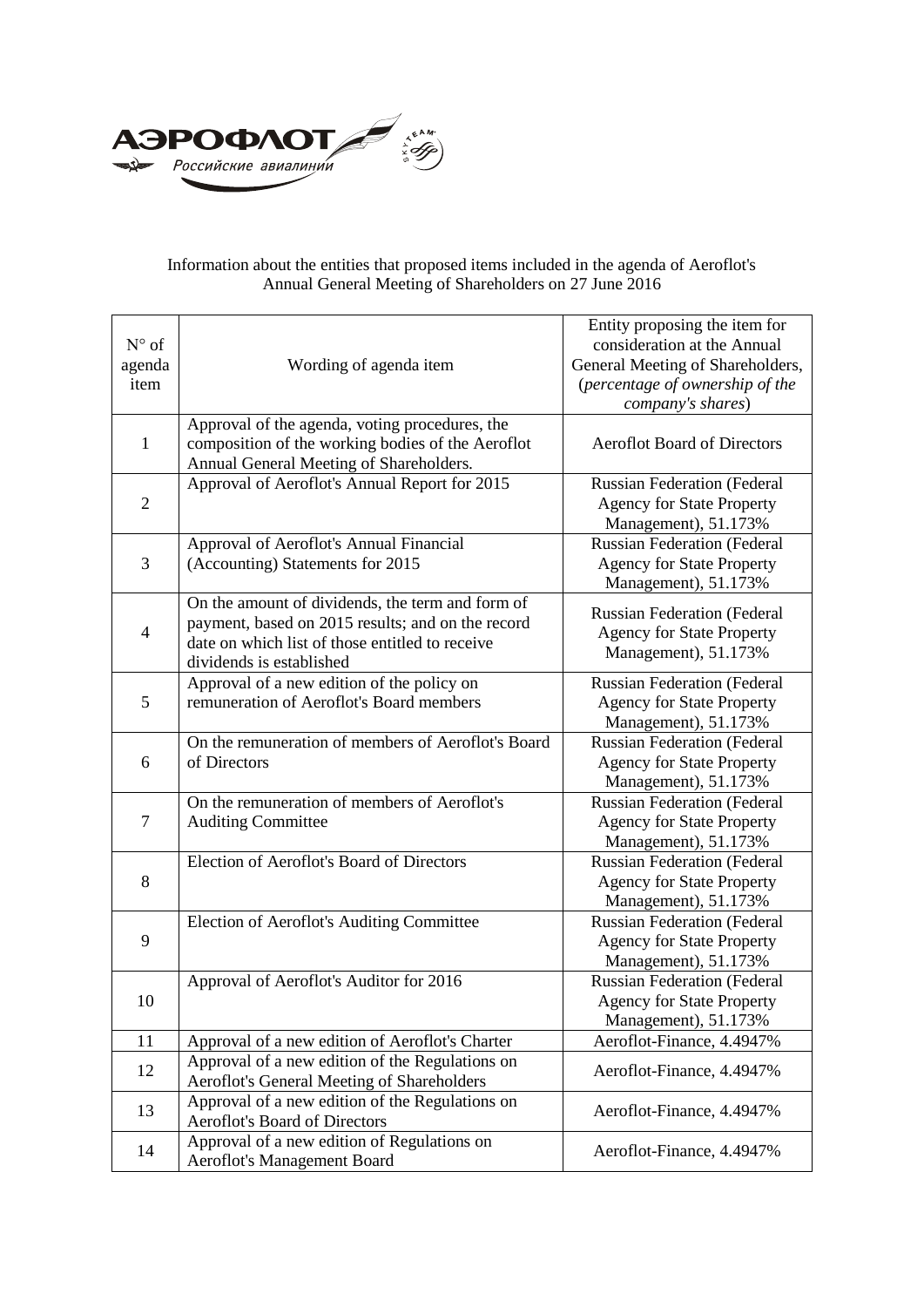АЭРОФЛОТ

Российские авиалинии

Information about the entities that proposed items included in the agenda of Aeroflot's Annual General Meeting of Shareholders on 27 June 2016

| N° of agenda item | Wording of agenda item | Entity proposing the item for consideration at the Annual General Meeting of Shareholders, (*percentage of ownership of the company's shares*) |
|---|---|---|
| 1 | Approval of the agenda, voting procedures, the composition of the working bodies of the Aeroflot Annual General Meeting of Shareholders. | Aeroflot Board of Directors |
| 2 | Approval of Aeroflot's Annual Report for 2015 | Russian Federation (Federal Agency for State Property Management), 51.173% |
| 3 | Approval of Aeroflot's Annual Financial (Accounting) Statements for 2015 | Russian Federation (Federal Agency for State Property Management), 51.173% |
| 4 | On the amount of dividends, the term and form of payment, based on 2015 results; and on the record date on which list of those entitled to receive dividends is established | Russian Federation (Federal Agency for State Property Management), 51.173% |
| 5 | Approval of a new edition of the policy on remuneration of Aeroflot's Board members | Russian Federation (Federal Agency for State Property Management), 51.173% |
| 6 | On the remuneration of members of Aeroflot's Board of Directors | Russian Federation (Federal Agency for State Property Management), 51.173% |
| 7 | On the remuneration of members of Aeroflot's Auditing Committee | Russian Federation (Federal Agency for State Property Management), 51.173% |
| 8 | Election of Aeroflot's Board of Directors | Russian Federation (Federal Agency for State Property Management), 51.173% |
| 9 | Election of Aeroflot's Auditing Committee | Russian Federation (Federal Agency for State Property Management), 51.173% |
| 10 | Approval of Aeroflot's Auditor for 2016 | Russian Federation (Federal Agency for State Property Management), 51.173% |
| 11 | Approval of a new edition of Aeroflot's Charter | Aeroflot-Finance, 4.4947% |
| 12 | Approval of a new edition of the Regulations on Aeroflot's General Meeting of Shareholders | Aeroflot-Finance, 4.4947% |
| 13 | Approval of a new edition of the Regulations on Aeroflot's Board of Directors | Aeroflot-Finance, 4.4947% |
| 14 | Approval of a new edition of Regulations on Aeroflot's Management Board | Aeroflot-Finance, 4.4947% |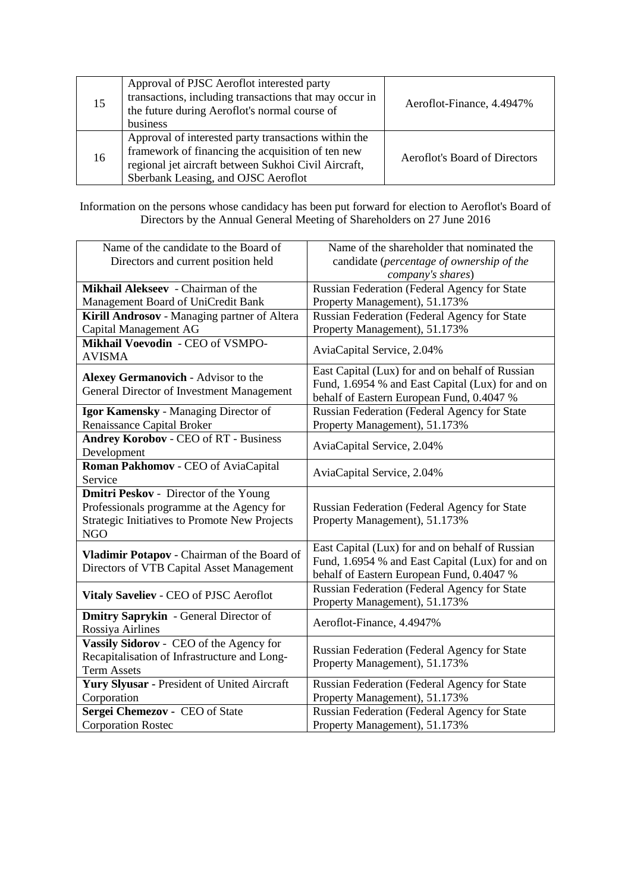| 15 | Approval of PJSC Aeroflot interested party transactions, including transactions that may occur in the future during Aeroflot's normal course of business | Aeroflot-Finance, 4.4947% |
|---|---|---|
| 16 | Approval of interested party transactions within the framework of financing the acquisition of ten new regional jet aircraft between Sukhoi Civil Aircraft, Sberbank Leasing, and OJSC Aeroflot | Aeroflot's Board of Directors |

Information on the persons whose candidacy has been put forward for election to Aeroflot's Board of Directors by the Annual General Meeting of Shareholders on 27 June 2016

| Name of the candidate to the Board of Directors and current position held | Name of the shareholder that nominated the candidate (*percentage of ownership of the company's shares*) |
|---|---|
| **Mikhail Alekseev** - Chairman of the Management Board of UniCredit Bank | Russian Federation (Federal Agency for State Property Management), 51.173% |
| **Kirill Androsov** - Managing partner of Altera Capital Management AG | Russian Federation (Federal Agency for State Property Management), 51.173% |
| **Mikhail Voevodin** - CEO of VSMPO-AVISMA | AviaCapital Service, 2.04% |
| **Alexey Germanovich** - Advisor to the General Director of Investment Management | East Capital (Lux) for and on behalf of Russian Fund, 1.6954 % and East Capital (Lux) for and on behalf of Eastern European Fund, 0.4047 % |
| **Igor Kamensky** - Managing Director of Renaissance Capital Broker | Russian Federation (Federal Agency for State Property Management), 51.173% |
| **Andrey Korobov** - CEO of RT - Business Development | AviaCapital Service, 2.04% |
| **Roman Pakhomov** - CEO of AviaCapital Service | AviaCapital Service, 2.04% |
| **Dmitri Peskov** - Director of the Young Professionals programme at the Agency for Strategic Initiatives to Promote New Projects NGO | Russian Federation (Federal Agency for State Property Management), 51.173% |
| **Vladimir Potapov** - Chairman of the Board of Directors of VTB Capital Asset Management | East Capital (Lux) for and on behalf of Russian Fund, 1.6954 % and East Capital (Lux) for and on behalf of Eastern European Fund, 0.4047 % |
| **Vitaly Saveliev** - CEO of PJSC Aeroflot | Russian Federation (Federal Agency for State Property Management), 51.173% |
| **Dmitry Saprykin** - General Director of Rossiya Airlines | Aeroflot-Finance, 4.4947% |
| **Vassily Sidorov** - CEO of the Agency for Recapitalisation of Infrastructure and Long-Term Assets | Russian Federation (Federal Agency for State Property Management), 51.173% |
| **Yury Slyusar** - President of United Aircraft Corporation | Russian Federation (Federal Agency for State Property Management), 51.173% |
| **Sergei Chemezov** - CEO of State Corporation Rostec | Russian Federation (Federal Agency for State Property Management), 51.173% |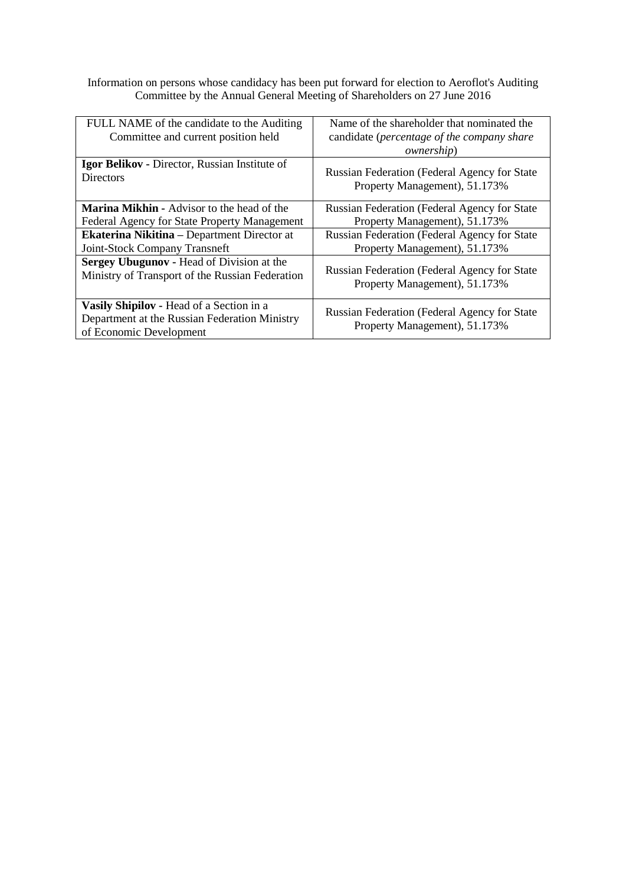Information on persons whose candidacy has been put forward for election to Aeroflot's Auditing Committee by the Annual General Meeting of Shareholders on 27 June 2016

| FULL NAME of the candidate to the Auditing Committee and current position held | Name of the shareholder that nominated the candidate (*percentage of the company share ownership*) |
|---|---|
| **Igor Belikov -** Director, Russian Institute of Directors | Russian Federation (Federal Agency for State Property Management), 51.173% |
| **Marina Mikhin -** Advisor to the head of the Federal Agency for State Property Management | Russian Federation (Federal Agency for State Property Management), 51.173% |
| **Ekaterina Nikitina** – Department Director at Joint-Stock Company Transneft | Russian Federation (Federal Agency for State Property Management), 51.173% |
| **Sergey Ubugunov -** Head of Division at the Ministry of Transport of the Russian Federation | Russian Federation (Federal Agency for State Property Management), 51.173% |
| **Vasily Shipilov -** Head of a Section in a Department at the Russian Federation Ministry of Economic Development | Russian Federation (Federal Agency for State Property Management), 51.173% |